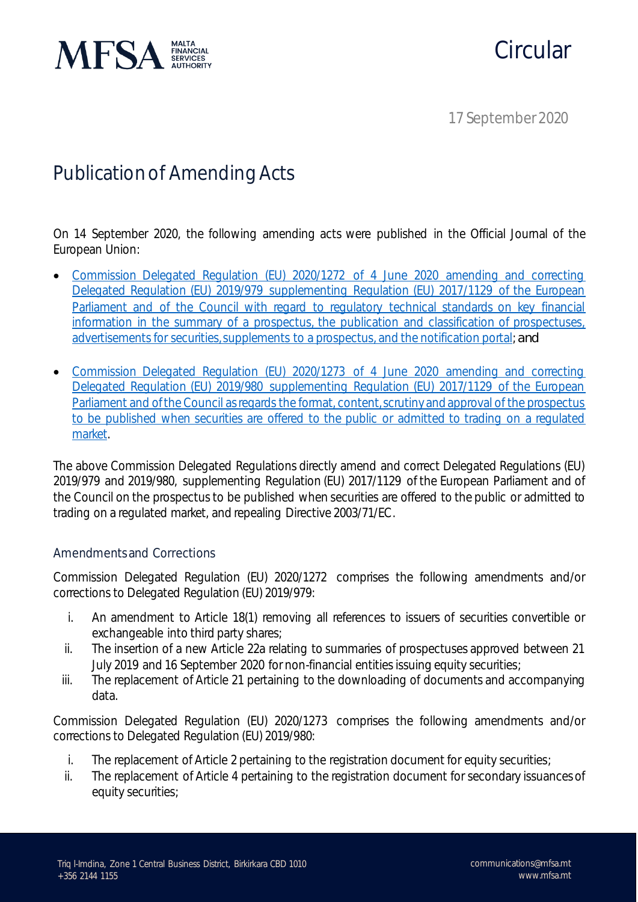Circular

17 September 2020

# Publication of Amending Acts

On 14 September 2020, the following amending acts were published in the Official Journal of the European Union:

- Commission Delegated Regulation (EU) 2020/1272 of 4 June 2020 amending and correcting Delegated Regulation (EU) 2019/979 supplementing Regulation (EU) 2017/1129 of the European Parliament and of the Council with regard to regulatory technical standards on key financial information in the summary of a prospectus, the publication and classification of prospectuses, advertisements for securities, supplements to a prospectus, and the notification portal; and

- Commission Delegated Regulation (EU) 2020/1273 of 4 June 2020 amending and correcting Delegated Regulation (EU) 2019/980 supplementing Regulation (EU) 2017/1129 of the European Parliament and of the Council as regards the format, content, scrutiny and approval of the prospectus to be published when securities are offered to the public or admitted to trading on a regulated market.

The above Commission Delegated Regulations directly amend and correct Delegated Regulations (EU) 2019/979 and 2019/980, supplementing Regulation (EU) 2017/1129 of the European Parliament and of the Council on the prospectus to be published when securities are offered to the public or admitted to trading on a regulated market, and repealing Directive 2003/71/EC.

## Amendments and Corrections

Commission Delegated Regulation (EU) 2020/1272 comprises the following amendments and/or corrections to Delegated Regulation (EU) 2019/979:

i. An amendment to Article 18(1) removing all references to issuers of securities convertible or exchangeable into third party shares;
ii. The insertion of a new Article 22a relating to summaries of prospectuses approved between 21 July 2019 and 16 September 2020 for non-financial entities issuing equity securities;
iii. The replacement of Article 21 pertaining to the downloading of documents and accompanying data.

Commission Delegated Regulation (EU) 2020/1273 comprises the following amendments and/or corrections to Delegated Regulation (EU) 2019/980:

i. The replacement of Article 2 pertaining to the registration document for equity securities;
ii. The replacement of Article 4 pertaining to the registration document for secondary issuances of equity securities;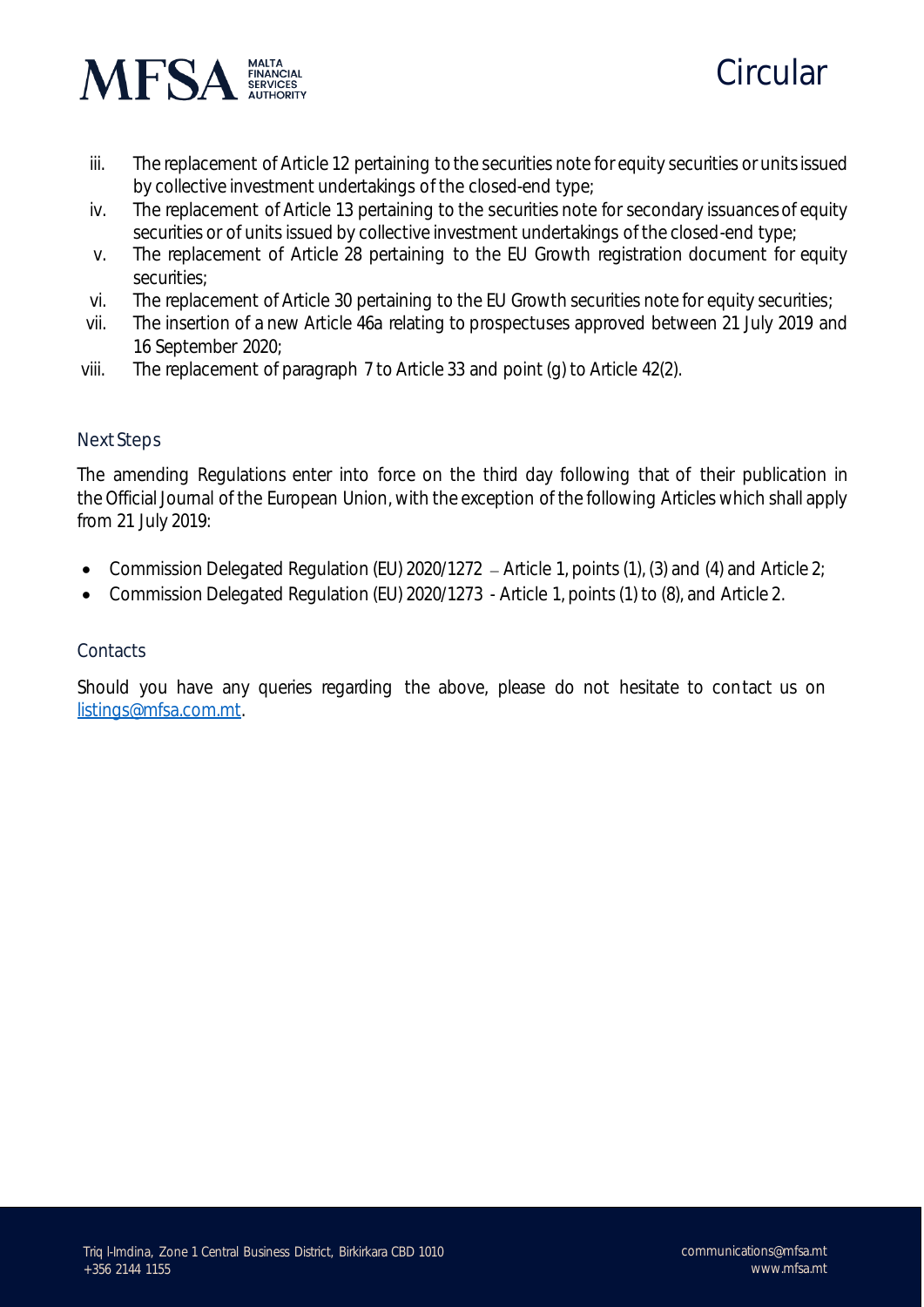iii. The replacement of Article 12 pertaining to the securities note for equity securities or units issued by collective investment undertakings of the closed-end type;
iv. The replacement of Article 13 pertaining to the securities note for secondary issuances of equity securities or of units issued by collective investment undertakings of the closed-end type;
v. The replacement of Article 28 pertaining to the EU Growth registration document for equity securities;
vi. The replacement of Article 30 pertaining to the EU Growth securities note for equity securities;
vii. The insertion of a new Article 46a relating to prospectuses approved between 21 July 2019 and 16 September 2020;
viii. The replacement of paragraph 7 to Article 33 and point (g) to Article 42(2).

## Next Steps

The amending Regulations enter into force on the third day following that of their publication in the Official Journal of the European Union, with the exception of the following Articles which shall apply from 21 July 2019:

- Commission Delegated Regulation (EU) 2020/1272 – Article 1, points (1), (3) and (4) and Article 2;
- Commission Delegated Regulation (EU) 2020/1273 - Article 1, points (1) to (8), and Article 2.

## Contacts

Should you have any queries regarding the above, please do not hesitate to contact us on listings@mfsa.com.mt.